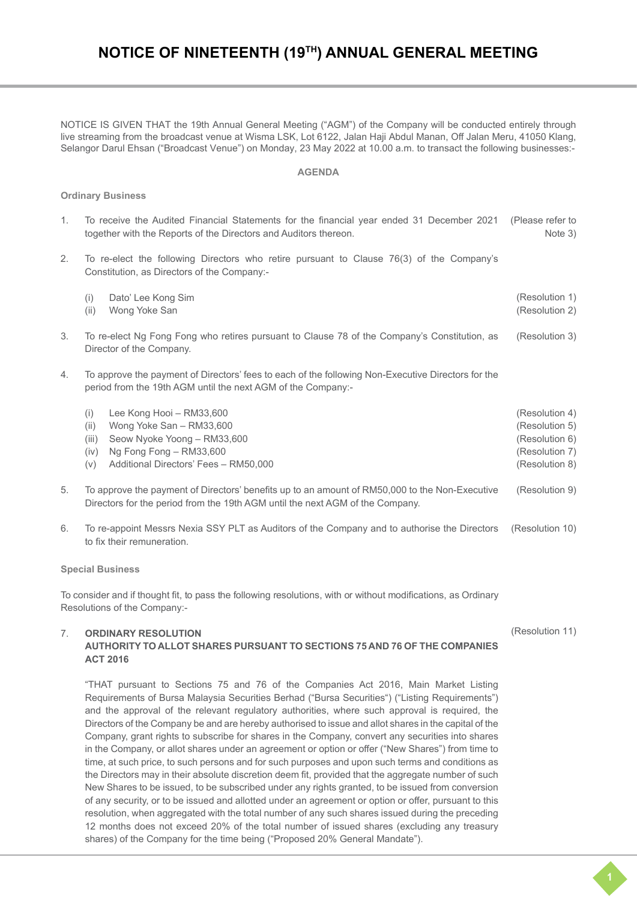# NOTICE OF NINETEENTH (19TH) ANNUAL GENERAL MEETING

NOTICE IS GIVEN THAT the 19th Annual General Meeting ("AGM") of the Company will be conducted entirely through live streaming from the broadcast venue at Wisma LSK, Lot 6122, Jalan Haji Abdul Manan, Off Jalan Meru, 41050 Klang, Selangor Darul Ehsan ("Broadcast Venue") on Monday, 23 May 2022 at 10.00 a.m. to transact the following businesses:-

**AGENDA**

**Ordinary Business**

1. To receive the Audited Financial Statements for the financial year ended 31 December 2021 together with the Reports of the Directors and Auditors thereon. (Please refer to Note 3)

2. To re-elect the following Directors who retire pursuant to Clause 76(3) of the Company's Constitution, as Directors of the Company:-

   (i) Dato' Lee Kong Sim (Resolution 1)
   (ii) Wong Yoke San (Resolution 2)

3. To re-elect Ng Fong Fong who retires pursuant to Clause 78 of the Company's Constitution, as Director of the Company. (Resolution 3)

4. To approve the payment of Directors' fees to each of the following Non-Executive Directors for the period from the 19th AGM until the next AGM of the Company:-

   (i) Lee Kong Hooi – RM33,600 (Resolution 4)
   (ii) Wong Yoke San – RM33,600 (Resolution 5)
   (iii) Seow Nyoke Yoong – RM33,600 (Resolution 6)
   (iv) Ng Fong Fong – RM33,600 (Resolution 7)
   (v) Additional Directors' Fees – RM50,000 (Resolution 8)

5. To approve the payment of Directors' benefits up to an amount of RM50,000 to the Non-Executive Directors for the period from the 19th AGM until the next AGM of the Company. (Resolution 9)

6. To re-appoint Messrs Nexia SSY PLT as Auditors of the Company and to authorise the Directors to fix their remuneration. (Resolution 10)

**Special Business**

To consider and if thought fit, to pass the following resolutions, with or without modifications, as Ordinary Resolutions of the Company:-

7. **ORDINARY RESOLUTION** (Resolution 11)
   **AUTHORITY TO ALLOT SHARES PURSUANT TO SECTIONS 75 AND 76 OF THE COMPANIES ACT 2016**

   "THAT pursuant to Sections 75 and 76 of the Companies Act 2016, Main Market Listing Requirements of Bursa Malaysia Securities Berhad ("Bursa Securities") ("Listing Requirements") and the approval of the relevant regulatory authorities, where such approval is required, the Directors of the Company be and are hereby authorised to issue and allot shares in the capital of the Company, grant rights to subscribe for shares in the Company, convert any securities into shares in the Company, or allot shares under an agreement or option or offer ("New Shares") from time to time, at such price, to such persons and for such purposes and upon such terms and conditions as the Directors may in their absolute discretion deem fit, provided that the aggregate number of such New Shares to be issued, to be subscribed under any rights granted, to be issued from conversion of any security, or to be issued and allotted under an agreement or option or offer, pursuant to this resolution, when aggregated with the total number of any such shares issued during the preceding 12 months does not exceed 20% of the total number of issued shares (excluding any treasury shares) of the Company for the time being ("Proposed 20% General Mandate").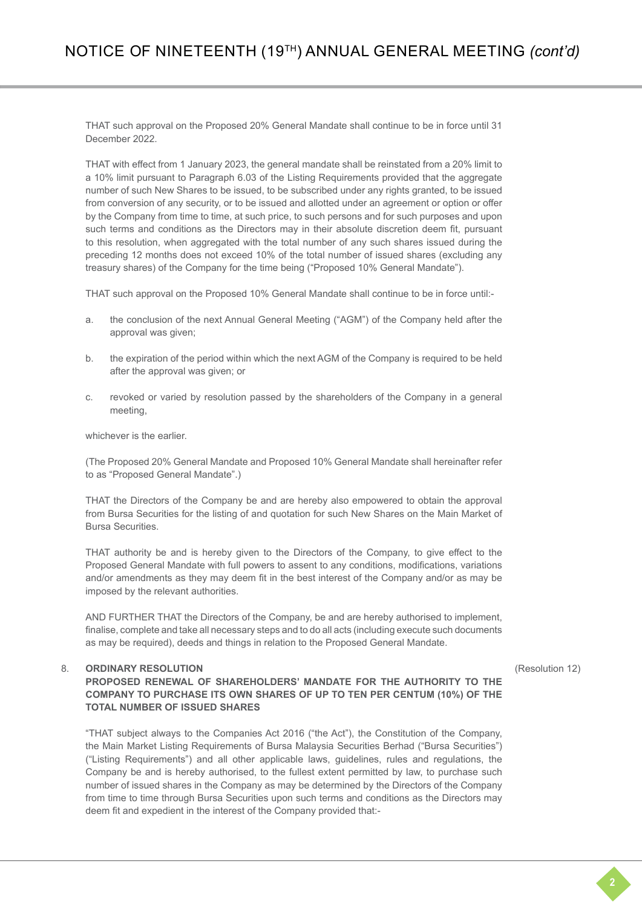THAT such approval on the Proposed 20% General Mandate shall continue to be in force until 31 December 2022.

THAT with effect from 1 January 2023, the general mandate shall be reinstated from a 20% limit to a 10% limit pursuant to Paragraph 6.03 of the Listing Requirements provided that the aggregate number of such New Shares to be issued, to be subscribed under any rights granted, to be issued from conversion of any security, or to be issued and allotted under an agreement or option or offer by the Company from time to time, at such price, to such persons and for such purposes and upon such terms and conditions as the Directors may in their absolute discretion deem fit, pursuant to this resolution, when aggregated with the total number of any such shares issued during the preceding 12 months does not exceed 10% of the total number of issued shares (excluding any treasury shares) of the Company for the time being ("Proposed 10% General Mandate").

THAT such approval on the Proposed 10% General Mandate shall continue to be in force until:-

a. the conclusion of the next Annual General Meeting ("AGM") of the Company held after the approval was given;

b. the expiration of the period within which the next AGM of the Company is required to be held after the approval was given; or

c. revoked or varied by resolution passed by the shareholders of the Company in a general meeting,

whichever is the earlier.

(The Proposed 20% General Mandate and Proposed 10% General Mandate shall hereinafter refer to as "Proposed General Mandate".)

THAT the Directors of the Company be and are hereby also empowered to obtain the approval from Bursa Securities for the listing of and quotation for such New Shares on the Main Market of Bursa Securities.

THAT authority be and is hereby given to the Directors of the Company, to give effect to the Proposed General Mandate with full powers to assent to any conditions, modifications, variations and/or amendments as they may deem fit in the best interest of the Company and/or as may be imposed by the relevant authorities.

AND FURTHER THAT the Directors of the Company, be and are hereby authorised to implement, finalise, complete and take all necessary steps and to do all acts (including execute such documents as may be required), deeds and things in relation to the Proposed General Mandate.

8. **ORDINARY RESOLUTION** (Resolution 12)
**PROPOSED RENEWAL OF SHAREHOLDERS' MANDATE FOR THE AUTHORITY TO THE COMPANY TO PURCHASE ITS OWN SHARES OF UP TO TEN PER CENTUM (10%) OF THE TOTAL NUMBER OF ISSUED SHARES**

"THAT subject always to the Companies Act 2016 ("the Act"), the Constitution of the Company, the Main Market Listing Requirements of Bursa Malaysia Securities Berhad ("Bursa Securities") ("Listing Requirements") and all other applicable laws, guidelines, rules and regulations, the Company be and is hereby authorised, to the fullest extent permitted by law, to purchase such number of issued shares in the Company as may be determined by the Directors of the Company from time to time through Bursa Securities upon such terms and conditions as the Directors may deem fit and expedient in the interest of the Company provided that:-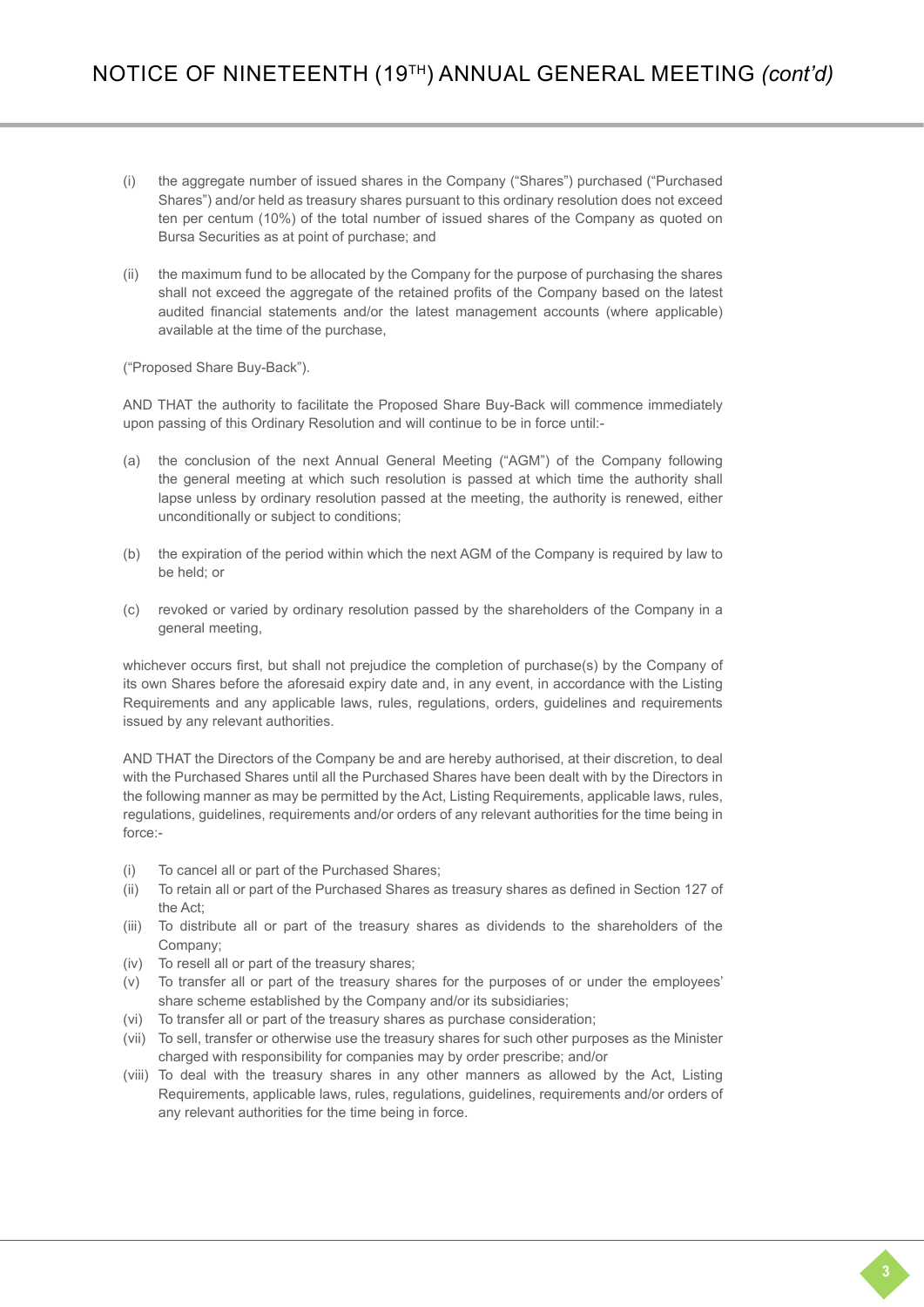(i) the aggregate number of issued shares in the Company ("Shares") purchased ("Purchased Shares") and/or held as treasury shares pursuant to this ordinary resolution does not exceed ten per centum (10%) of the total number of issued shares of the Company as quoted on Bursa Securities as at point of purchase; and

(ii) the maximum fund to be allocated by the Company for the purpose of purchasing the shares shall not exceed the aggregate of the retained profits of the Company based on the latest audited financial statements and/or the latest management accounts (where applicable) available at the time of the purchase,

("Proposed Share Buy-Back").

AND THAT the authority to facilitate the Proposed Share Buy-Back will commence immediately upon passing of this Ordinary Resolution and will continue to be in force until:-

(a) the conclusion of the next Annual General Meeting ("AGM") of the Company following the general meeting at which such resolution is passed at which time the authority shall lapse unless by ordinary resolution passed at the meeting, the authority is renewed, either unconditionally or subject to conditions;

(b) the expiration of the period within which the next AGM of the Company is required by law to be held; or

(c) revoked or varied by ordinary resolution passed by the shareholders of the Company in a general meeting,

whichever occurs first, but shall not prejudice the completion of purchase(s) by the Company of its own Shares before the aforesaid expiry date and, in any event, in accordance with the Listing Requirements and any applicable laws, rules, regulations, orders, guidelines and requirements issued by any relevant authorities.

AND THAT the Directors of the Company be and are hereby authorised, at their discretion, to deal with the Purchased Shares until all the Purchased Shares have been dealt with by the Directors in the following manner as may be permitted by the Act, Listing Requirements, applicable laws, rules, regulations, guidelines, requirements and/or orders of any relevant authorities for the time being in force:-

(i) To cancel all or part of the Purchased Shares;
(ii) To retain all or part of the Purchased Shares as treasury shares as defined in Section 127 of the Act;
(iii) To distribute all or part of the treasury shares as dividends to the shareholders of the Company;
(iv) To resell all or part of the treasury shares;
(v) To transfer all or part of the treasury shares for the purposes of or under the employees' share scheme established by the Company and/or its subsidiaries;
(vi) To transfer all or part of the treasury shares as purchase consideration;
(vii) To sell, transfer or otherwise use the treasury shares for such other purposes as the Minister charged with responsibility for companies may by order prescribe; and/or
(viii) To deal with the treasury shares in any other manners as allowed by the Act, Listing Requirements, applicable laws, rules, regulations, guidelines, requirements and/or orders of any relevant authorities for the time being in force.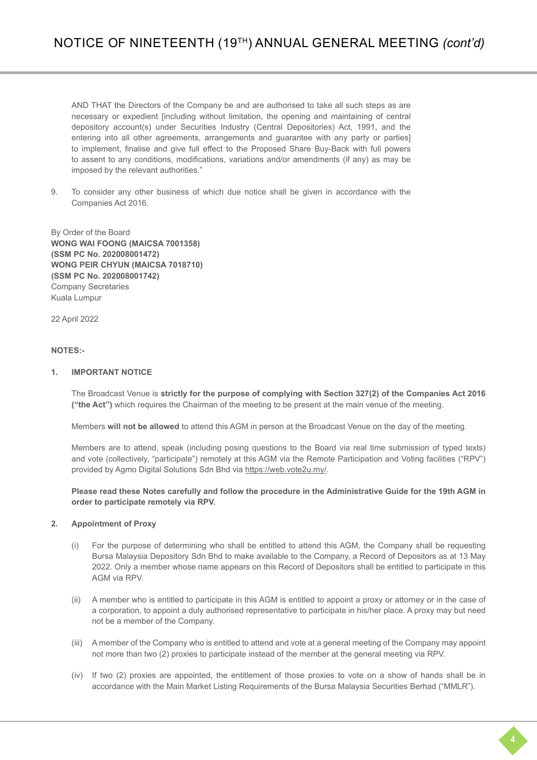AND THAT the Directors of the Company be and are authorised to take all such steps as are necessary or expedient [including without limitation, the opening and maintaining of central depository account(s) under Securities Industry (Central Depositories) Act, 1991, and the entering into all other agreements, arrangements and guarantee with any party or parties] to implement, finalise and give full effect to the Proposed Share Buy-Back with full powers to assent to any conditions, modifications, variations and/or amendments (if any) as may be imposed by the relevant authorities."

9. To consider any other business of which due notice shall be given in accordance with the Companies Act 2016.

By Order of the Board
**WONG WAI FOONG (MAICSA 7001358)**
**(SSM PC No. 202008001472)**
**WONG PEIR CHYUN (MAICSA 7018710)**
**(SSM PC No. 202008001742)**
Company Secretaries
Kuala Lumpur

22 April 2022

**NOTES:-**

**1. IMPORTANT NOTICE**

The Broadcast Venue is **strictly for the purpose of complying with Section 327(2) of the Companies Act 2016 ("the Act")** which requires the Chairman of the meeting to be present at the main venue of the meeting.

Members **will not be allowed** to attend this AGM in person at the Broadcast Venue on the day of the meeting.

Members are to attend, speak (including posing questions to the Board via real time submission of typed texts) and vote (collectively, "participate") remotely at this AGM via the Remote Participation and Voting facilities ("RPV") provided by Agmo Digital Solutions Sdn Bhd via https://web.vote2u.my/.

**Please read these Notes carefully and follow the procedure in the Administrative Guide for the 19th AGM in order to participate remotely via RPV.**

**2. Appointment of Proxy**

(i) For the purpose of determining who shall be entitled to attend this AGM, the Company shall be requesting Bursa Malaysia Depository Sdn Bhd to make available to the Company, a Record of Depositors as at 13 May 2022. Only a member whose name appears on this Record of Depositors shall be entitled to participate in this AGM via RPV.

(ii) A member who is entitled to participate in this AGM is entitled to appoint a proxy or attorney or in the case of a corporation, to appoint a duly authorised representative to participate in his/her place. A proxy may but need not be a member of the Company.

(iii) A member of the Company who is entitled to attend and vote at a general meeting of the Company may appoint not more than two (2) proxies to participate instead of the member at the general meeting via RPV.

(iv) If two (2) proxies are appointed, the entitlement of those proxies to vote on a show of hands shall be in accordance with the Main Market Listing Requirements of the Bursa Malaysia Securities Berhad ("MMLR").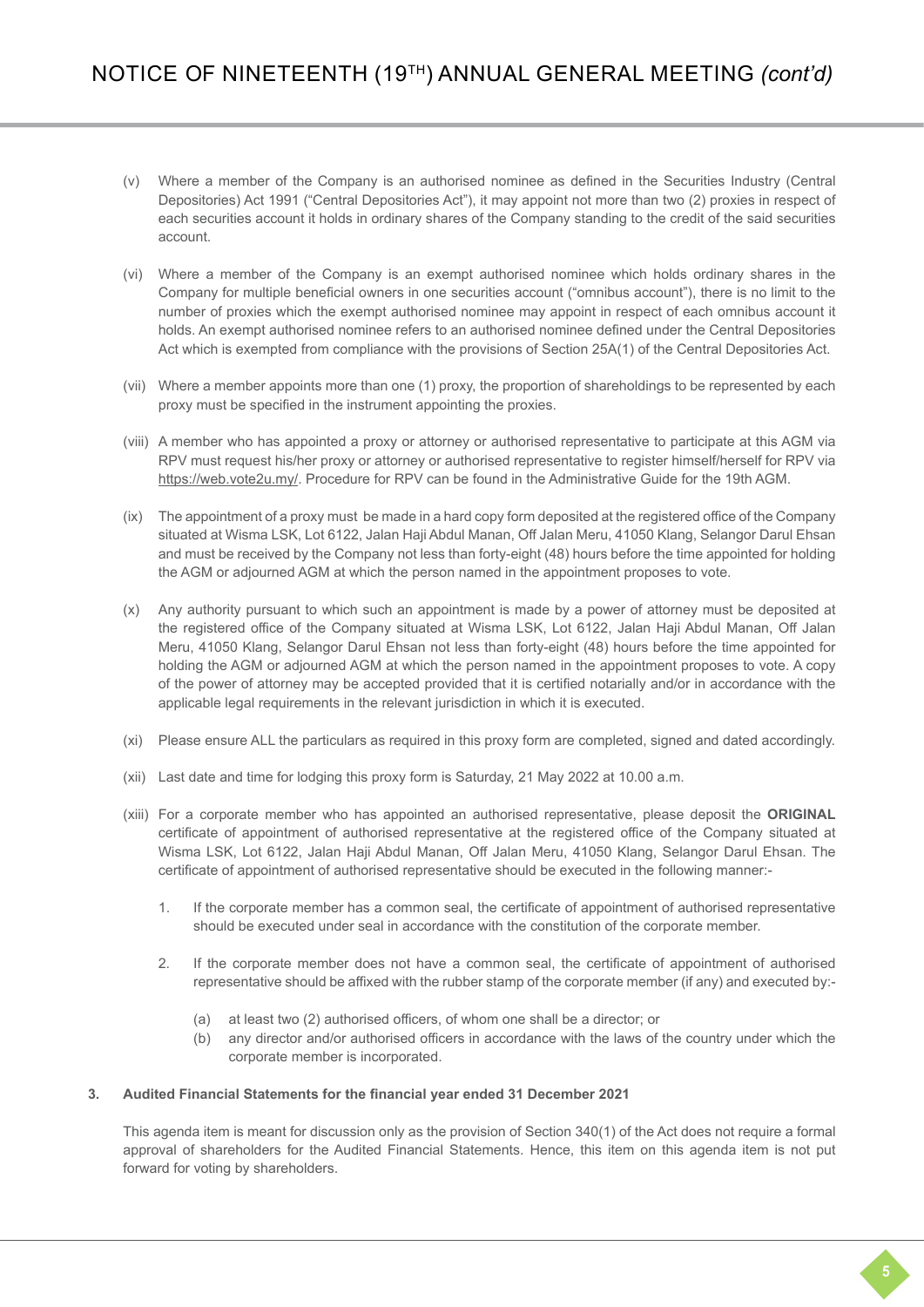(v) Where a member of the Company is an authorised nominee as defined in the Securities Industry (Central Depositories) Act 1991 ("Central Depositories Act"), it may appoint not more than two (2) proxies in respect of each securities account it holds in ordinary shares of the Company standing to the credit of the said securities account.

(vi) Where a member of the Company is an exempt authorised nominee which holds ordinary shares in the Company for multiple beneficial owners in one securities account ("omnibus account"), there is no limit to the number of proxies which the exempt authorised nominee may appoint in respect of each omnibus account it holds. An exempt authorised nominee refers to an authorised nominee defined under the Central Depositories Act which is exempted from compliance with the provisions of Section 25A(1) of the Central Depositories Act.

(vii) Where a member appoints more than one (1) proxy, the proportion of shareholdings to be represented by each proxy must be specified in the instrument appointing the proxies.

(viii) A member who has appointed a proxy or attorney or authorised representative to participate at this AGM via RPV must request his/her proxy or attorney or authorised representative to register himself/herself for RPV via https://web.vote2u.my/. Procedure for RPV can be found in the Administrative Guide for the 19th AGM.

(ix) The appointment of a proxy must be made in a hard copy form deposited at the registered office of the Company situated at Wisma LSK, Lot 6122, Jalan Haji Abdul Manan, Off Jalan Meru, 41050 Klang, Selangor Darul Ehsan and must be received by the Company not less than forty-eight (48) hours before the time appointed for holding the AGM or adjourned AGM at which the person named in the appointment proposes to vote.

(x) Any authority pursuant to which such an appointment is made by a power of attorney must be deposited at the registered office of the Company situated at Wisma LSK, Lot 6122, Jalan Haji Abdul Manan, Off Jalan Meru, 41050 Klang, Selangor Darul Ehsan not less than forty-eight (48) hours before the time appointed for holding the AGM or adjourned AGM at which the person named in the appointment proposes to vote. A copy of the power of attorney may be accepted provided that it is certified notarially and/or in accordance with the applicable legal requirements in the relevant jurisdiction in which it is executed.

(xi) Please ensure ALL the particulars as required in this proxy form are completed, signed and dated accordingly.

(xii) Last date and time for lodging this proxy form is Saturday, 21 May 2022 at 10.00 a.m.

(xiii) For a corporate member who has appointed an authorised representative, please deposit the **ORIGINAL** certificate of appointment of authorised representative at the registered office of the Company situated at Wisma LSK, Lot 6122, Jalan Haji Abdul Manan, Off Jalan Meru, 41050 Klang, Selangor Darul Ehsan. The certificate of appointment of authorised representative should be executed in the following manner:-

1. If the corporate member has a common seal, the certificate of appointment of authorised representative should be executed under seal in accordance with the constitution of the corporate member.

2. If the corporate member does not have a common seal, the certificate of appointment of authorised representative should be affixed with the rubber stamp of the corporate member (if any) and executed by:-

   (a) at least two (2) authorised officers, of whom one shall be a director; or
   
   (b) any director and/or authorised officers in accordance with the laws of the country under which the corporate member is incorporated.

**3. Audited Financial Statements for the financial year ended 31 December 2021**

This agenda item is meant for discussion only as the provision of Section 340(1) of the Act does not require a formal approval of shareholders for the Audited Financial Statements. Hence, this item on this agenda item is not put forward for voting by shareholders.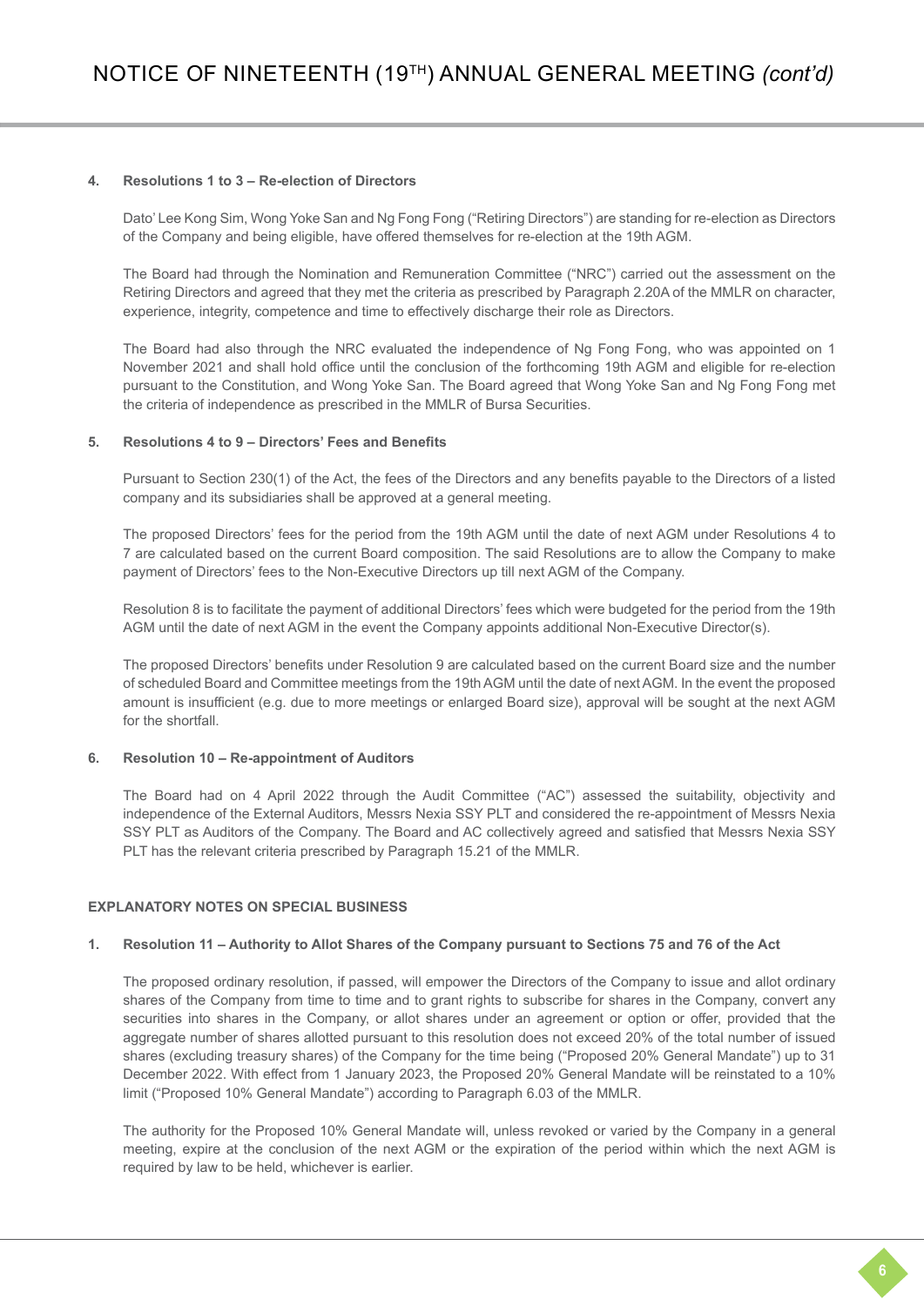**4. Resolutions 1 to 3 – Re-election of Directors**

Dato' Lee Kong Sim, Wong Yoke San and Ng Fong Fong ("Retiring Directors") are standing for re-election as Directors of the Company and being eligible, have offered themselves for re-election at the 19th AGM.

The Board had through the Nomination and Remuneration Committee ("NRC") carried out the assessment on the Retiring Directors and agreed that they met the criteria as prescribed by Paragraph 2.20A of the MMLR on character, experience, integrity, competence and time to effectively discharge their role as Directors.

The Board had also through the NRC evaluated the independence of Ng Fong Fong, who was appointed on 1 November 2021 and shall hold office until the conclusion of the forthcoming 19th AGM and eligible for re-election pursuant to the Constitution, and Wong Yoke San. The Board agreed that Wong Yoke San and Ng Fong Fong met the criteria of independence as prescribed in the MMLR of Bursa Securities.

**5. Resolutions 4 to 9 – Directors' Fees and Benefits**

Pursuant to Section 230(1) of the Act, the fees of the Directors and any benefits payable to the Directors of a listed company and its subsidiaries shall be approved at a general meeting.

The proposed Directors' fees for the period from the 19th AGM until the date of next AGM under Resolutions 4 to 7 are calculated based on the current Board composition. The said Resolutions are to allow the Company to make payment of Directors' fees to the Non-Executive Directors up till next AGM of the Company.

Resolution 8 is to facilitate the payment of additional Directors' fees which were budgeted for the period from the 19th AGM until the date of next AGM in the event the Company appoints additional Non-Executive Director(s).

The proposed Directors' benefits under Resolution 9 are calculated based on the current Board size and the number of scheduled Board and Committee meetings from the 19th AGM until the date of next AGM. In the event the proposed amount is insufficient (e.g. due to more meetings or enlarged Board size), approval will be sought at the next AGM for the shortfall.

**6. Resolution 10 – Re-appointment of Auditors**

The Board had on 4 April 2022 through the Audit Committee ("AC") assessed the suitability, objectivity and independence of the External Auditors, Messrs Nexia SSY PLT and considered the re-appointment of Messrs Nexia SSY PLT as Auditors of the Company. The Board and AC collectively agreed and satisfied that Messrs Nexia SSY PLT has the relevant criteria prescribed by Paragraph 15.21 of the MMLR.

## EXPLANATORY NOTES ON SPECIAL BUSINESS

**1. Resolution 11 – Authority to Allot Shares of the Company pursuant to Sections 75 and 76 of the Act**

The proposed ordinary resolution, if passed, will empower the Directors of the Company to issue and allot ordinary shares of the Company from time to time and to grant rights to subscribe for shares in the Company, convert any securities into shares in the Company, or allot shares under an agreement or option or offer, provided that the aggregate number of shares allotted pursuant to this resolution does not exceed 20% of the total number of issued shares (excluding treasury shares) of the Company for the time being ("Proposed 20% General Mandate") up to 31 December 2022. With effect from 1 January 2023, the Proposed 20% General Mandate will be reinstated to a 10% limit ("Proposed 10% General Mandate") according to Paragraph 6.03 of the MMLR.

The authority for the Proposed 10% General Mandate will, unless revoked or varied by the Company in a general meeting, expire at the conclusion of the next AGM or the expiration of the period within which the next AGM is required by law to be held, whichever is earlier.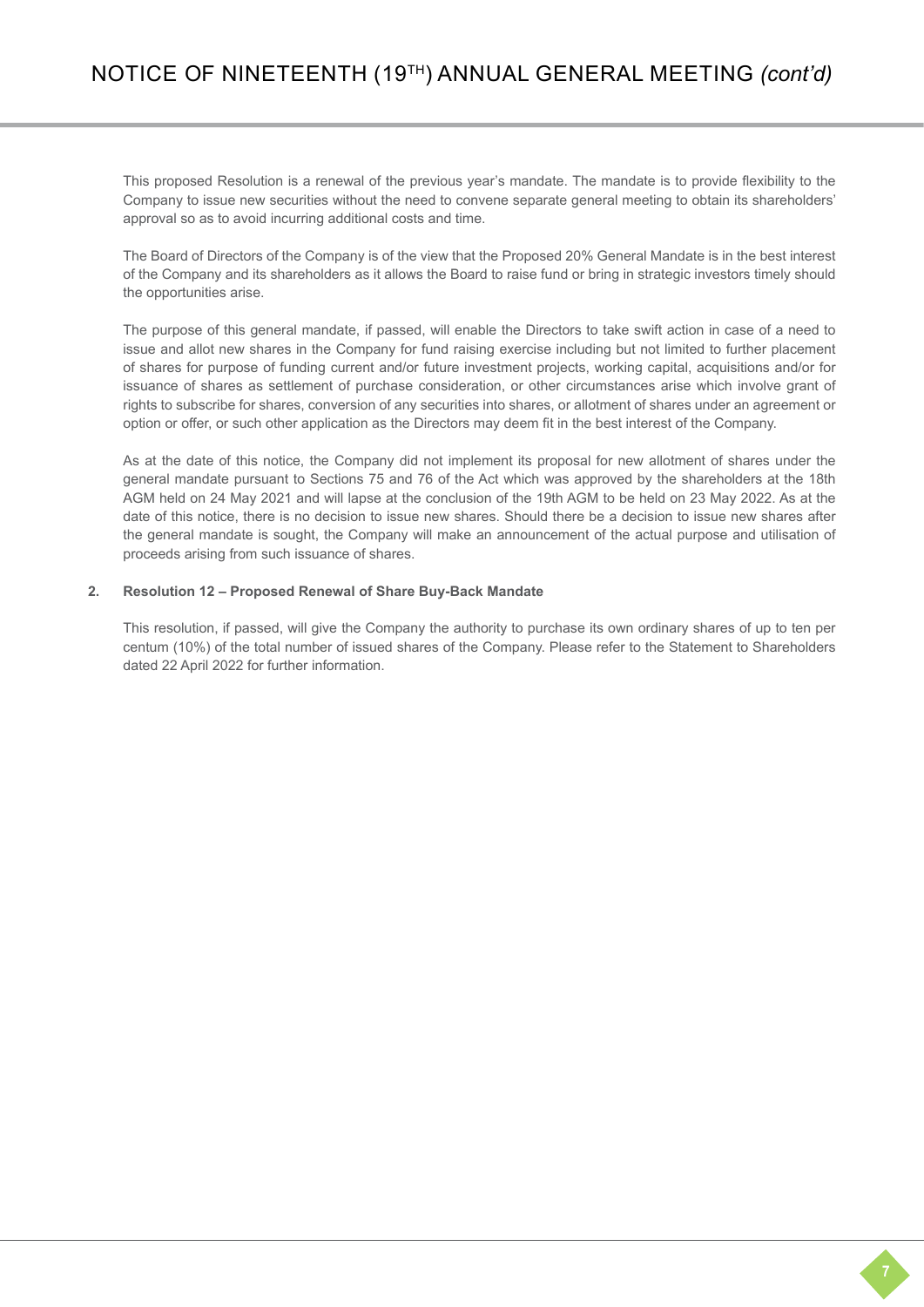This proposed Resolution is a renewal of the previous year's mandate. The mandate is to provide flexibility to the Company to issue new securities without the need to convene separate general meeting to obtain its shareholders' approval so as to avoid incurring additional costs and time.

The Board of Directors of the Company is of the view that the Proposed 20% General Mandate is in the best interest of the Company and its shareholders as it allows the Board to raise fund or bring in strategic investors timely should the opportunities arise.

The purpose of this general mandate, if passed, will enable the Directors to take swift action in case of a need to issue and allot new shares in the Company for fund raising exercise including but not limited to further placement of shares for purpose of funding current and/or future investment projects, working capital, acquisitions and/or for issuance of shares as settlement of purchase consideration, or other circumstances arise which involve grant of rights to subscribe for shares, conversion of any securities into shares, or allotment of shares under an agreement or option or offer, or such other application as the Directors may deem fit in the best interest of the Company.

As at the date of this notice, the Company did not implement its proposal for new allotment of shares under the general mandate pursuant to Sections 75 and 76 of the Act which was approved by the shareholders at the 18th AGM held on 24 May 2021 and will lapse at the conclusion of the 19th AGM to be held on 23 May 2022. As at the date of this notice, there is no decision to issue new shares. Should there be a decision to issue new shares after the general mandate is sought, the Company will make an announcement of the actual purpose and utilisation of proceeds arising from such issuance of shares.

2. **Resolution 12 – Proposed Renewal of Share Buy-Back Mandate**

   This resolution, if passed, will give the Company the authority to purchase its own ordinary shares of up to ten per centum (10%) of the total number of issued shares of the Company. Please refer to the Statement to Shareholders dated 22 April 2022 for further information.